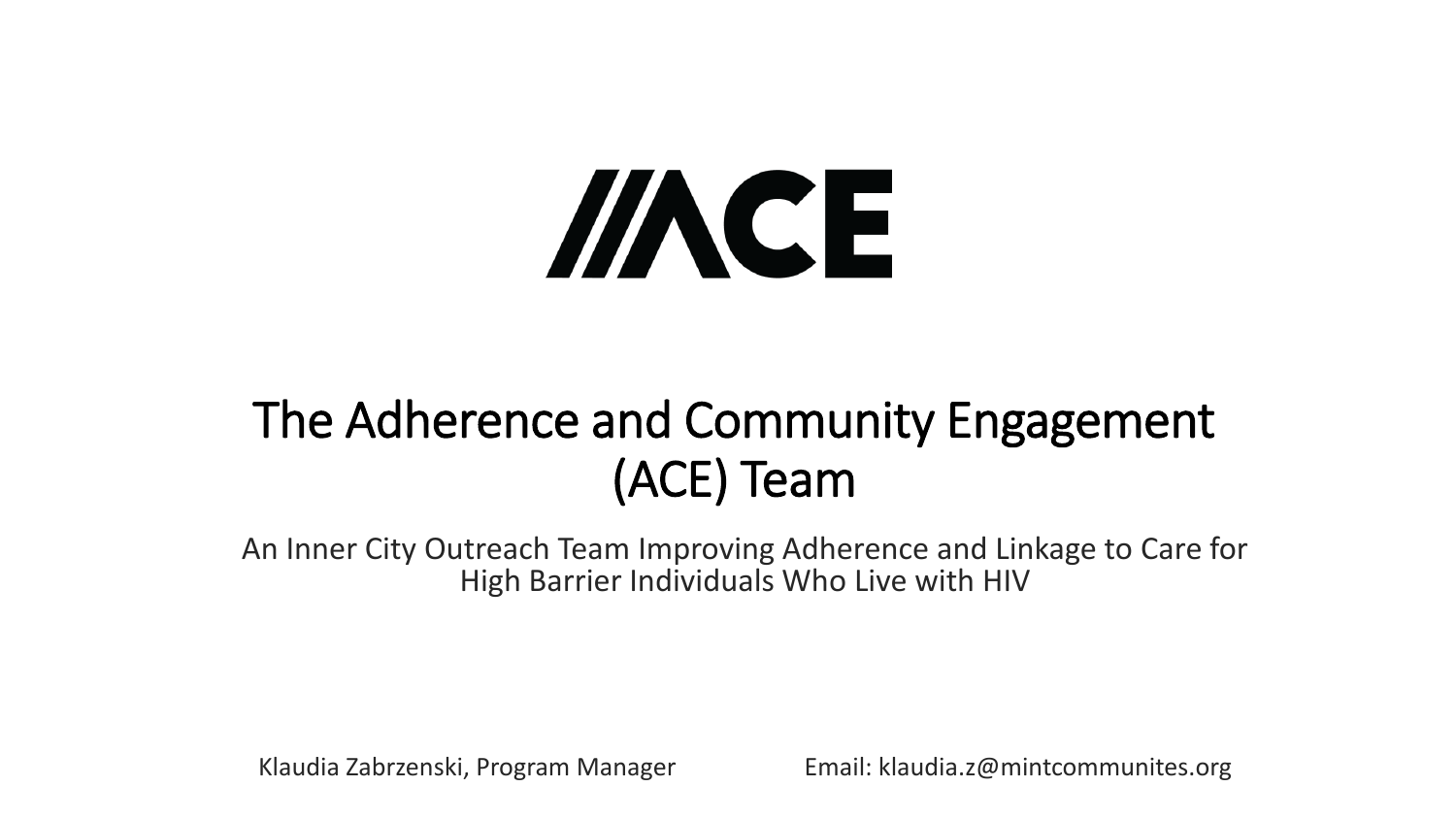# //\CE

# The Adherence and Community Engagement (ACE) Team

An Inner City Outreach Team Improving Adherence and Linkage to Care for High Barrier Individuals Who Live with HIV

Klaudia Zabrzenski, Program Manager

Email: klaudia.z@mintcommunites.org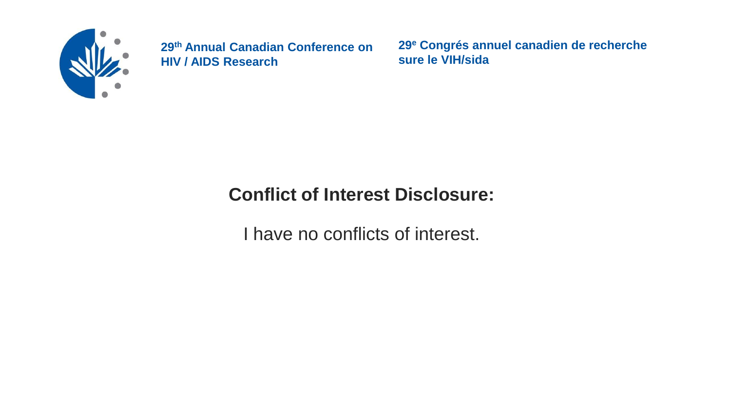## Conflict of Interest Disclosure:

I have no conflicts of interest.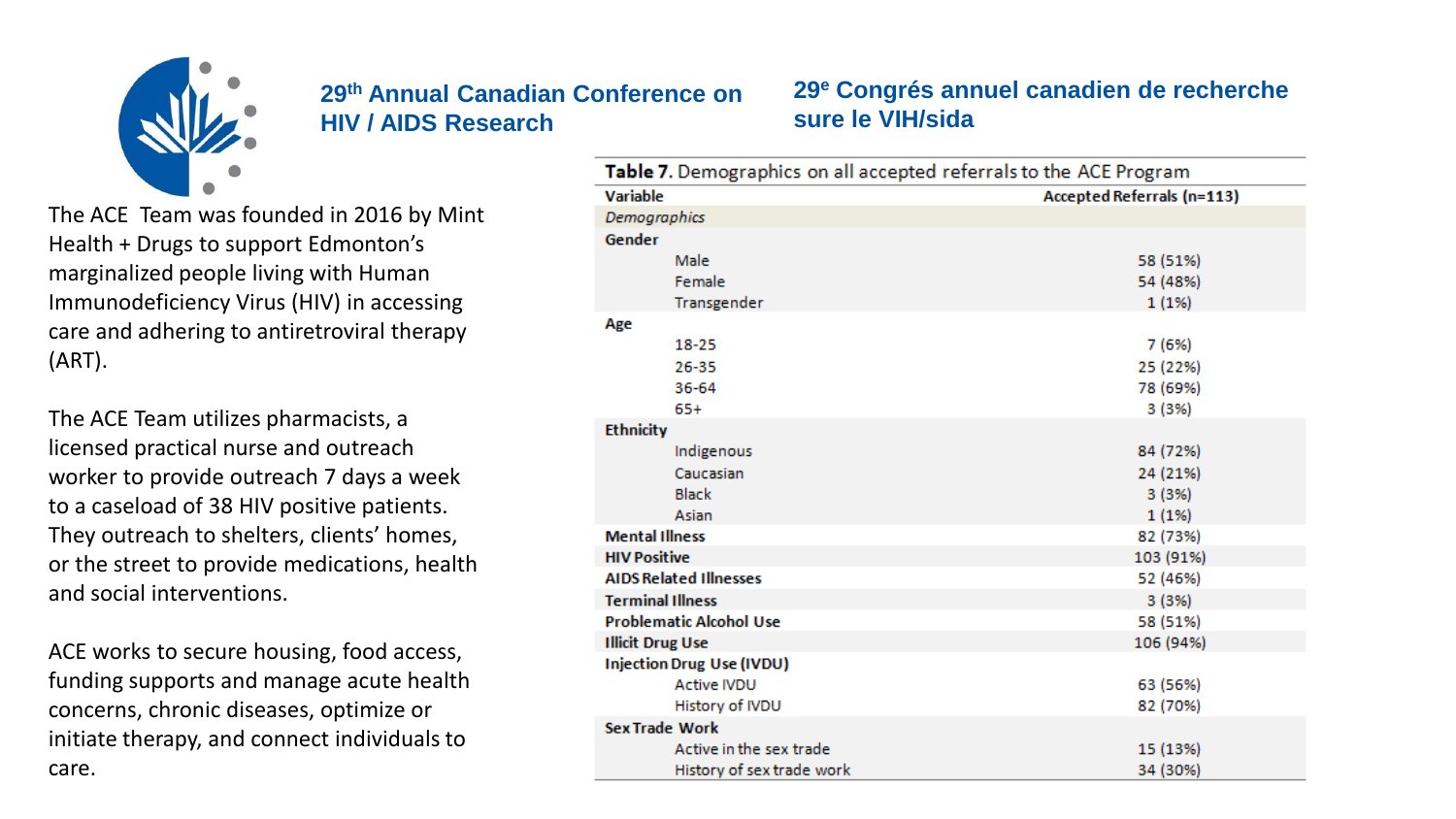The ACE Team was founded in 2016 by Mint Health + Drugs to support Edmonton's marginalized people living with Human Immunodeficiency Virus (HIV) in accessing care and adhering to antiretroviral therapy (ART).

The ACE Team utilizes pharmacists, a licensed practical nurse and outreach worker to provide outreach 7 days a week to a caseload of 38 HIV positive patients. They outreach to shelters, clients' homes, or the street to provide medications, health and social interventions.

ACE works to secure housing, food access, funding supports and manage acute health concerns, chronic diseases, optimize or initiate therapy, and connect individuals to care.

**Table 7.** Demographics on all accepted referrals to the ACE Program

| Variable | Accepted Referrals (n=113) |
|---|---|
| *Demographics* | |
| **Gender** | |
| Male | 58 (51%) |
| Female | 54 (48%) |
| Transgender | 1 (1%) |
| **Age** | |
| 18-25 | 7 (6%) |
| 26-35 | 25 (22%) |
| 36-64 | 78 (69%) |
| 65+ | 3 (3%) |
| **Ethnicity** | |
| Indigenous | 84 (72%) |
| Caucasian | 24 (21%) |
| Black | 3 (3%) |
| Asian | 1 (1%) |
| **Mental Illness** | 82 (73%) |
| **HIV Positive** | 103 (91%) |
| **AIDS Related Illnesses** | 52 (46%) |
| **Terminal Illness** | 3 (3%) |
| **Problematic Alcohol Use** | 58 (51%) |
| **Illicit Drug Use** | 106 (94%) |
| **Injection Drug Use (IVDU)** | |
| Active IVDU | 63 (56%) |
| History of IVDU | 82 (70%) |
| **Sex Trade Work** | |
| Active in the sex trade | 15 (13%) |
| History of sex trade work | 34 (30%) |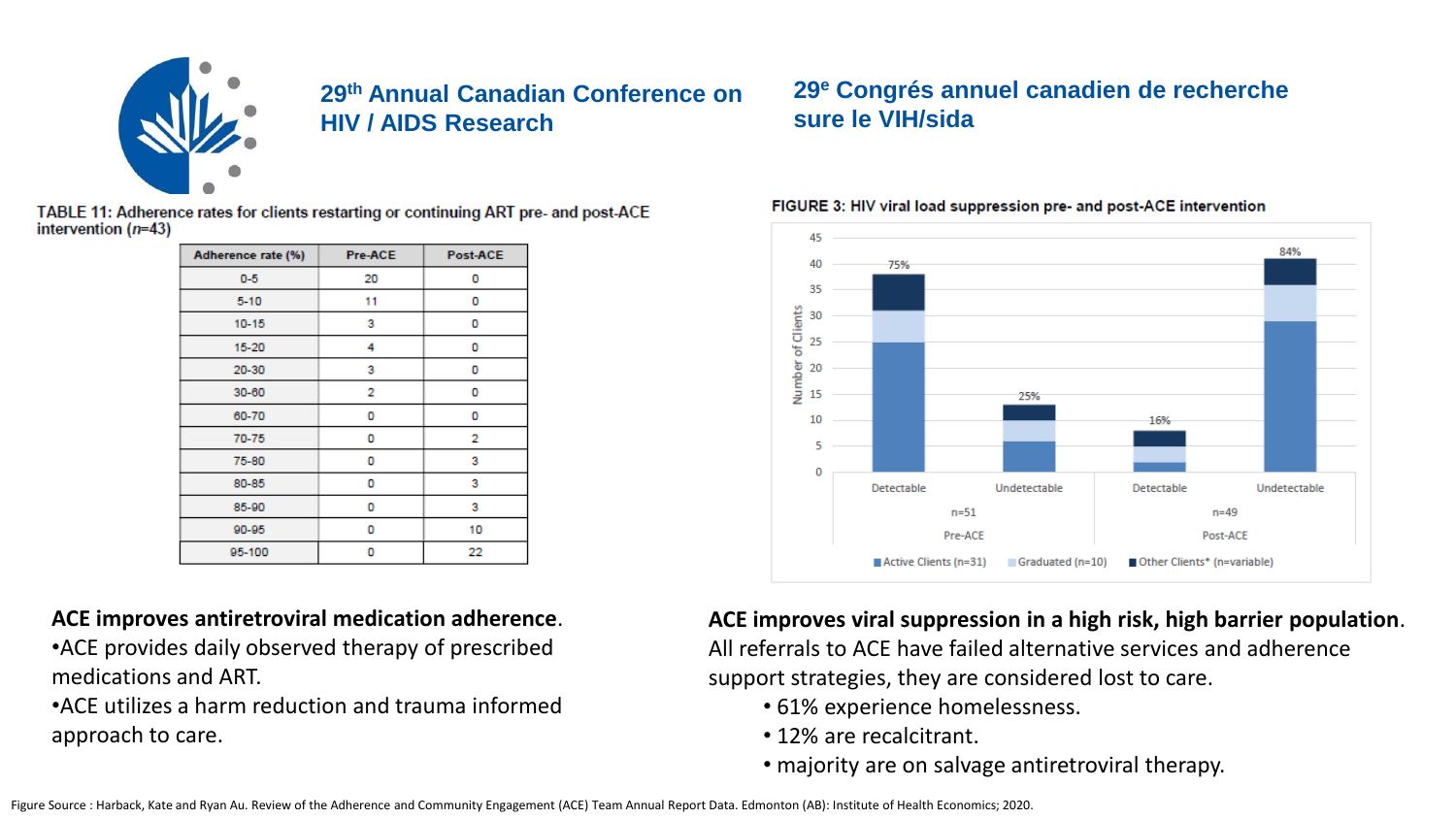## 29th Annual Canadian Conference on HIV / AIDS Research

## 29e Congrés annuel canadien de recherche sure le VIH/sida

TABLE 11: Adherence rates for clients restarting or continuing ART pre- and post-ACE intervention ($n$=43)

| Adherence rate (%) | Pre-ACE | Post-ACE |
|---|---|---|
| 0-5 | 20 | 0 |
| 5-10 | 11 | 0 |
| 10-15 | 3 | 0 |
| 15-20 | 4 | 0 |
| 20-30 | 3 | 0 |
| 30-60 | 2 | 0 |
| 60-70 | 0 | 0 |
| 70-75 | 0 | 2 |
| 75-80 | 0 | 3 |
| 80-85 | 0 | 3 |
| 85-90 | 0 | 3 |
| 90-95 | 0 | 10 |
| 95-100 | 0 | 22 |

FIGURE 3: HIV viral load suppression pre- and post-ACE intervention

**ACE improves antiretroviral medication adherence**.

- ACE provides daily observed therapy of prescribed medications and ART.
- ACE utilizes a harm reduction and trauma informed approach to care.

**ACE improves viral suppression in a high risk, high barrier population**. All referrals to ACE have failed alternative services and adherence support strategies, they are considered lost to care.

- 61% experience homelessness.
- 12% are recalcitrant.
- majority are on salvage antiretroviral therapy.

Figure Source : Harback, Kate and Ryan Au. Review of the Adherence and Community Engagement (ACE) Team Annual Report Data. Edmonton (AB): Institute of Health Economics; 2020.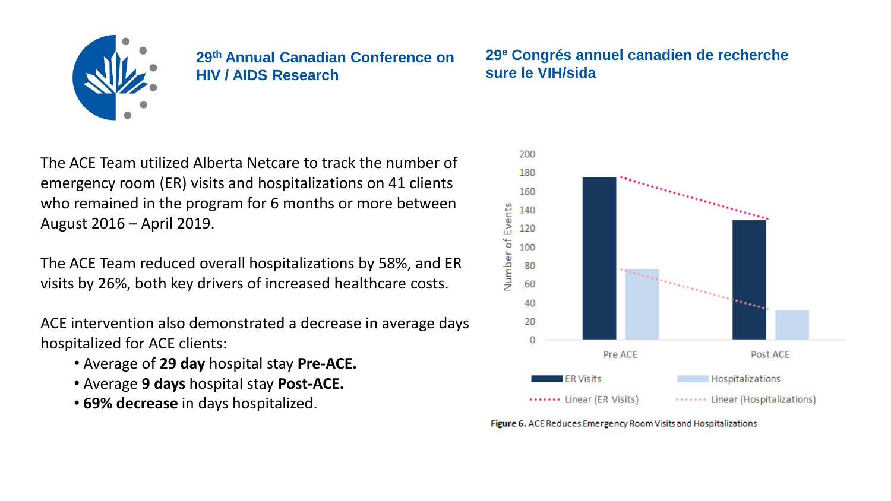The ACE Team utilized Alberta Netcare to track the number of emergency room (ER) visits and hospitalizations on 41 clients who remained in the program for 6 months or more between August 2016 – April 2019.

The ACE Team reduced overall hospitalizations by 58%, and ER visits by 26%, both key drivers of increased healthcare costs.

ACE intervention also demonstrated a decrease in average days hospitalized for ACE clients:

- Average of **29 day** hospital stay **Pre-ACE.**
- Average **9 days** hospital stay **Post-ACE.**
- **69% decrease** in days hospitalized.

200
180
160
140
120
100
80
60
40
20
0

Number of Events

Pre ACE
Post ACE

ER Visits
Hospitalizations
Linear (ER Visits)
Linear (Hospitalizations)

**Figure 6.** ACE Reduces Emergency Room Visits and Hospitalizations